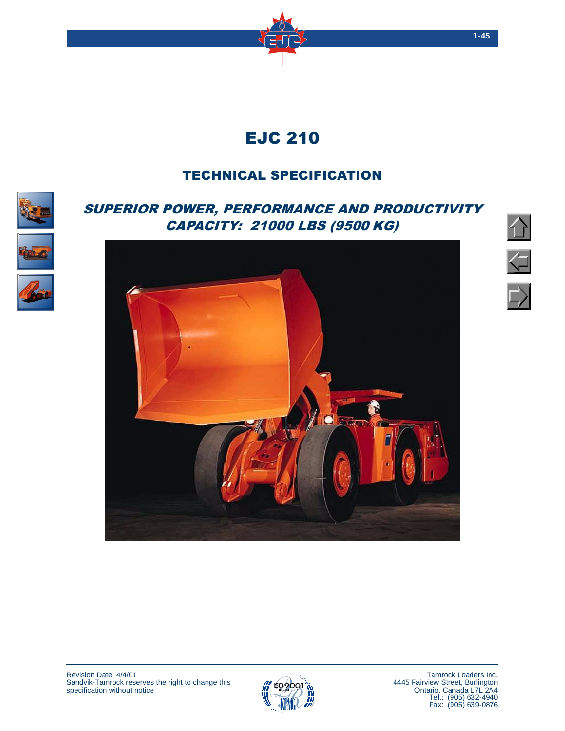# EJC 210

## TECHNICAL SPECIFICATION

### *SUPERIOR POWER, PERFORMANCE AND PRODUCTIVITY*
### *CAPACITY: 21000 LBS (9500 KG)*

Revision Date: 4/4/01
Sandvik-Tamrock reserves the right to change this specification without notice

Tamrock Loaders Inc.
4445 Fairview Street, Burlington
Ontario, Canada L7L 2A4
Tel.: (905) 632-4940
Fax: (905) 639-0876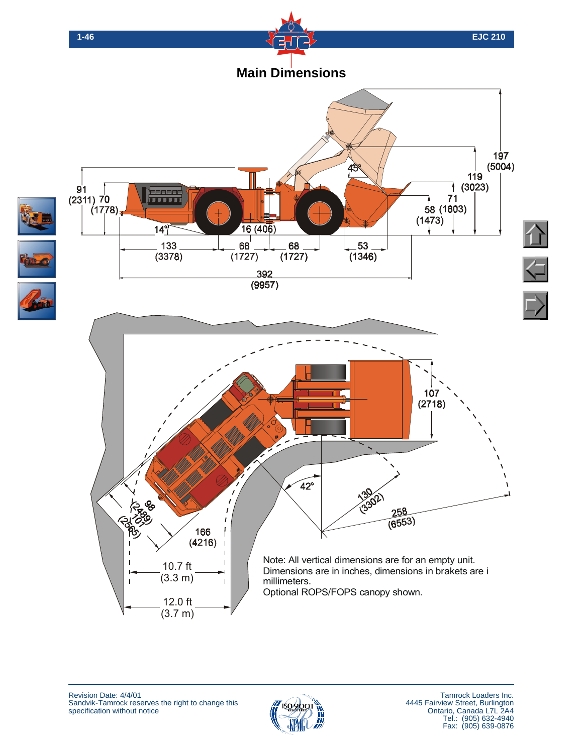## Main Dimensions

91
(2311)

70
(1778)

14°

133
(3378)

16 (406)

68
(1727)

68
(1727)

53
(1346)

392
(9957)

45°

58
(1473)

71
(1803)

119
(3023)

197
(5004)

107
(2718)

42°

130
(3302)

258
(6553)

98
(2489)

101
(2565)

166
(4216)

10.7 ft
(3.3 m)

12.0 ft
(3.7 m)

Note: All vertical dimensions are for an empty unit.
Dimensions are in inches, dimensions in brakets are i millimeters.
Optional ROPS/FOPS canopy shown.

Revision Date: 4/4/01
Sandvik-Tamrock reserves the right to change this specification without notice

Tamrock Loaders Inc.
4445 Fairview Street, Burlington
Ontario, Canada L7L 2A4
Tel.: (905) 632-4940
Fax: (905) 639-0876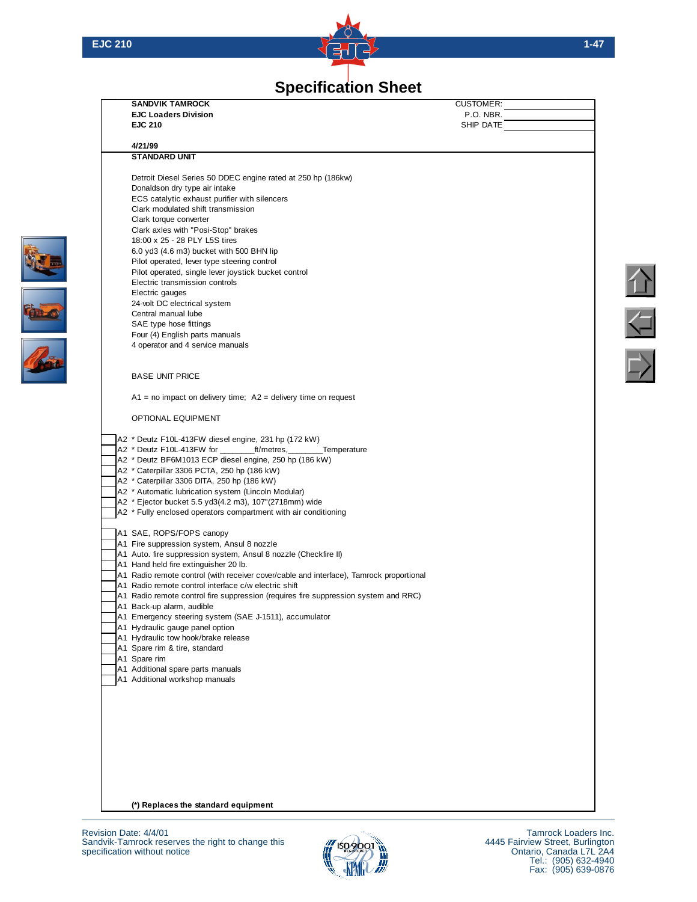# Specification Sheet

**SANDVIK TAMROCK**
**EJC Loaders Division**
**EJC 210**

CUSTOMER: ____________
P.O. NBR. ____________
SHIP DATE ____________

**4/21/99**

**STANDARD UNIT**

- Detroit Diesel Series 50 DDEC engine rated at 250 hp (186kw)
- Donaldson dry type air intake
- ECS catalytic exhaust purifier with silencers
- Clark modulated shift transmission
- Clark torque converter
- Clark axles with "Posi-Stop" brakes
- 18:00 x 25 - 28 PLY L5S tires
- 6.0 yd3 (4.6 m3) bucket with 500 BHN lip
- Pilot operated, lever type steering control
- Pilot operated, single lever joystick bucket control
- Electric transmission controls
- Electric gauges
- 24-volt DC electrical system
- Central manual lube
- SAE type hose fittings
- Four (4) English parts manuals
- 4 operator and 4 service manuals

BASE UNIT PRICE

A1 = no impact on delivery time; A2 = delivery time on request

OPTIONAL EQUIPMENT

| | Code | Item |
|---|---|---|
| ☐ | A2 | * Deutz F10L-413FW diesel engine, 231 hp (172 kW) |
| ☐ | A2 | * Deutz F10L-413FW for ________ft/metres,________Temperature |
| ☐ | A2 | * Deutz BF6M1013 ECP diesel engine, 250 hp (186 kW) |
| ☐ | A2 | * Caterpillar 3306 PCTA, 250 hp (186 kW) |
| ☐ | A2 | * Caterpillar 3306 DITA, 250 hp (186 kW) |
| ☐ | A2 | * Automatic lubrication system (Lincoln Modular) |
| ☐ | A2 | * Ejector bucket 5.5 yd3(4.2 m3), 107"(2718mm) wide |
| ☐ | A2 | * Fully enclosed operators compartment with air conditioning |
| ☐ | A1 | SAE, ROPS/FOPS canopy |
| ☐ | A1 | Fire suppression system, Ansul 8 nozzle |
| ☐ | A1 | Auto. fire suppression system, Ansul 8 nozzle (Checkfire II) |
| ☐ | A1 | Hand held fire extinguisher 20 lb. |
| ☐ | A1 | Radio remote control (with receiver cover/cable and interface), Tamrock proportional |
| ☐ | A1 | Radio remote control interface c/w electric shift |
| ☐ | A1 | Radio remote control fire suppression (requires fire suppression system and RRC) |
| ☐ | A1 | Back-up alarm, audible |
| ☐ | A1 | Emergency steering system (SAE J-1511), accumulator |
| ☐ | A1 | Hydraulic gauge panel option |
| ☐ | A1 | Hydraulic tow hook/brake release |
| ☐ | A1 | Spare rim & tire, standard |
| ☐ | A1 | Spare rim |
| ☐ | A1 | Additional spare parts manuals |
| ☐ | A1 | Additional workshop manuals |

**(*) Replaces the standard equipment**

Revision Date: 4/4/01
Sandvik-Tamrock reserves the right to change this specification without notice

Tamrock Loaders Inc.
4445 Fairview Street, Burlington
Ontario, Canada L7L 2A4
Tel.: (905) 632-4940
Fax: (905) 639-0876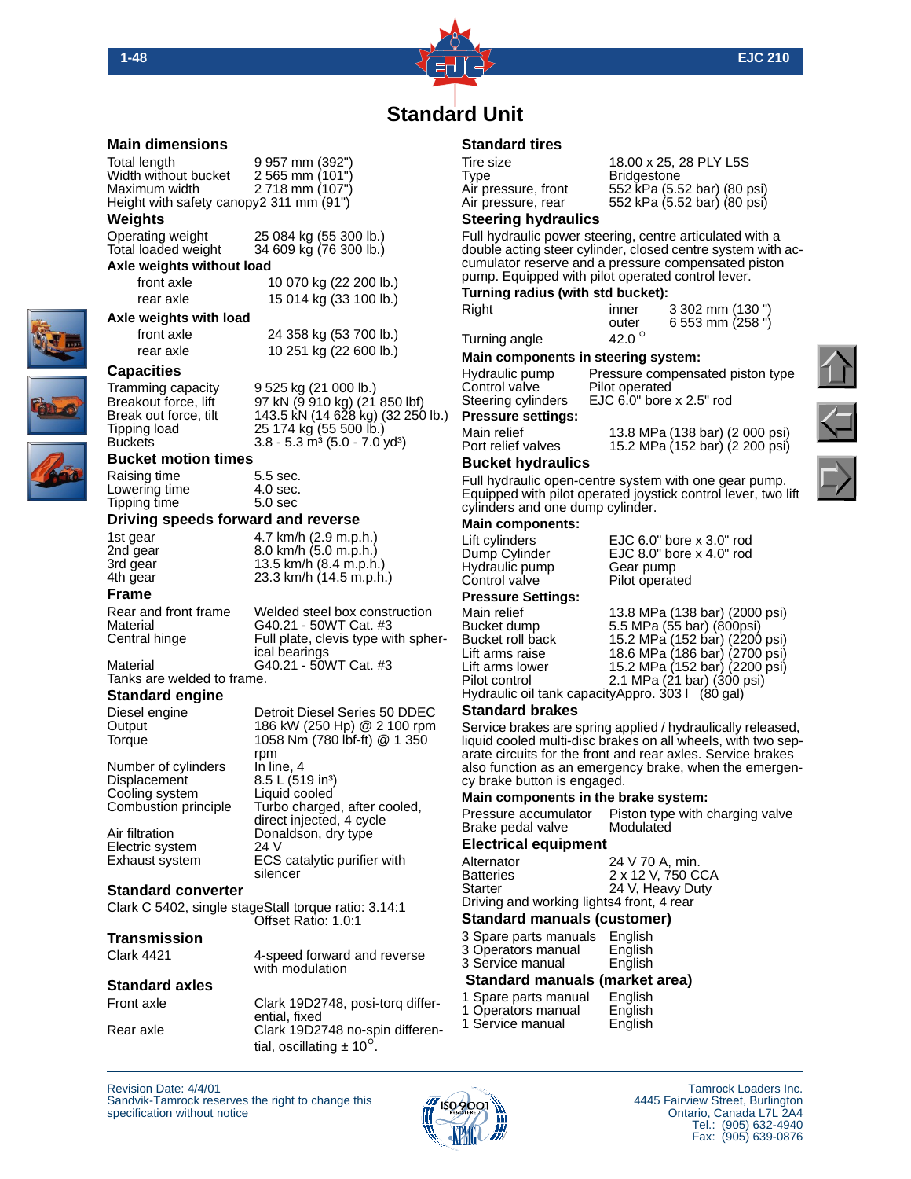# Standard Unit

## Main dimensions

| | |
|---|---|
| Total length | 9 957 mm (392") |
| Width without bucket | 2 565 mm (101") |
| Maximum width | 2 718 mm (107") |
| Height with safety canopy | 2 311 mm (91") |

## Weights

| | |
|---|---|
| Operating weight | 25 084 kg (55 300 lb.) |
| Total loaded weight | 34 609 kg (76 300 lb.) |

### Axle weights without load

| | |
|---|---|
| front axle | 10 070 kg (22 200 lb.) |
| rear axle | 15 014 kg (33 100 lb.) |

### Axle weights with load

| | |
|---|---|
| front axle | 24 358 kg (53 700 lb.) |
| rear axle | 10 251 kg (22 600 lb.) |

## Capacities

| | |
|---|---|
| Tramming capacity | 9 525 kg (21 000 lb.) |
| Breakout force, lift | 97 kN (9 910 kg) (21 850 lbf) |
| Break out force, tilt | 143.5 kN (14 628 kg) (32 250 lb.) |
| Tipping load | 25 174 kg (55 500 lb.) |
| Buckets | 3.8 - 5.3 m³ (5.0 - 7.0 yd³) |

## Bucket motion times

| | |
|---|---|
| Raising time | 5.5 sec. |
| Lowering time | 4.0 sec. |
| Tipping time | 5.0 sec |

## Driving speeds forward and reverse

| | |
|---|---|
| 1st gear | 4.7 km/h (2.9 m.p.h.) |
| 2nd gear | 8.0 km/h (5.0 m.p.h.) |
| 3rd gear | 13.5 km/h (8.4 m.p.h.) |
| 4th gear | 23.3 km/h (14.5 m.p.h.) |

## Frame

| | |
|---|---|
| Rear and front frame | Welded steel box construction |
| Material | G40.21 - 50WT Cat. #3 |
| Central hinge | Full plate, clevis type with spherical bearings |
| Material | G40.21 - 50WT Cat. #3 |

Tanks are welded to frame.

## Standard engine

| | |
|---|---|
| Diesel engine | Detroit Diesel Series 50 DDEC |
| Output | 186 kW (250 Hp) @ 2 100 rpm |
| Torque | 1058 Nm (780 lbf-ft) @ 1 350 rpm |
| Number of cylinders | In line, 4 |
| Displacement | 8.5 L (519 in³) |
| Cooling system | Liquid cooled |
| Combustion principle | Turbo charged, after cooled, direct injected, 4 cycle |
| Air filtration | Donaldson, dry type |
| Electric system | 24 V |
| Exhaust system | ECS catalytic purifier with silencer |

## Standard converter

Clark C 5402, single stage Stall torque ratio: 3.14:1
Offset Ratio: 1.0:1

## Transmission

| | |
|---|---|
| Clark 4421 | 4-speed forward and reverse with modulation |

## Standard axles

| | |
|---|---|
| Front axle | Clark 19D2748, posi-torq differential, fixed |
| Rear axle | Clark 19D2748 no-spin differential, oscillating ± 10°. |

## Standard tires

| | |
|---|---|
| Tire size | 18.00 x 25, 28 PLY L5S |
| Type | Bridgestone |
| Air pressure, front | 552 kPa (5.52 bar) (80 psi) |
| Air pressure, rear | 552 kPa (5.52 bar) (80 psi) |

## Steering hydraulics

Full hydraulic power steering, centre articulated with a double acting steer cylinder, closed centre system with accumulator reserve and a pressure compensated piston pump. Equipped with pilot operated control lever.

### Turning radius (with std bucket):

| | | |
|---|---|---|
| Right | inner | 3 302 mm (130 ") |
| | outer | 6 553 mm (258 ") |
| Turning angle | | 42.0 ° |

### Main components in steering system:

| | |
|---|---|
| Hydraulic pump | Pressure compensated piston type |
| Control valve | Pilot operated |
| Steering cylinders | EJC 6.0" bore x 2.5" rod |

### Pressure settings:

| | |
|---|---|
| Main relief | 13.8 MPa (138 bar) (2 000 psi) |
| Port relief valves | 15.2 MPa (152 bar) (2 200 psi) |

## Bucket hydraulics

Full hydraulic open-centre system with one gear pump. Equipped with pilot operated joystick control lever, two lift cylinders and one dump cylinder.

### Main components:

| | |
|---|---|
| Lift cylinders | EJC 6.0" bore x 3.0" rod |
| Dump Cylinder | EJC 8.0" bore x 4.0" rod |
| Hydraulic pump | Gear pump |
| Control valve | Pilot operated |

### Pressure Settings:

| | |
|---|---|
| Main relief | 13.8 MPa (138 bar) (2000 psi) |
| Bucket dump | 5.5 MPa (55 bar) (800psi) |
| Bucket roll back | 15.2 MPa (152 bar) (2200 psi) |
| Lift arms raise | 18.6 MPa (186 bar) (2700 psi) |
| Lift arms lower | 15.2 MPa (152 bar) (2200 psi) |
| Pilot control | 2.1 MPa (21 bar) (300 psi) |

Hydraulic oil tank capacity Appro. 303 l (80 gal)

## Standard brakes

Service brakes are spring applied / hydraulically released, liquid cooled multi-disc brakes on all wheels, with two separate circuits for the front and rear axles. Service brakes also function as an emergency brake, when the emergency brake button is engaged.

### Main components in the brake system:

| | |
|---|---|
| Pressure accumulator | Piston type with charging valve |
| Brake pedal valve | Modulated |

## Electrical equipment

| | |
|---|---|
| Alternator | 24 V 70 A, min. |
| Batteries | 2 x 12 V, 750 CCA |
| Starter | 24 V, Heavy Duty |
| Driving and working lights | 4 front, 4 rear |

## Standard manuals (customer)

| | |
|---|---|
| 3 Spare parts manuals | English |
| 3 Operators manual | English |
| 3 Service manual | English |

## Standard manuals (market area)

| | |
|---|---|
| 1 Spare parts manual | English |
| 1 Operators manual | English |
| 1 Service manual | English |

Revision Date: 4/4/01
Sandvik-Tamrock reserves the right to change this specification without notice

Tamrock Loaders Inc.
4445 Fairview Street, Burlington
Ontario, Canada L7L 2A4
Tel.: (905) 632-4940
Fax: (905) 639-0876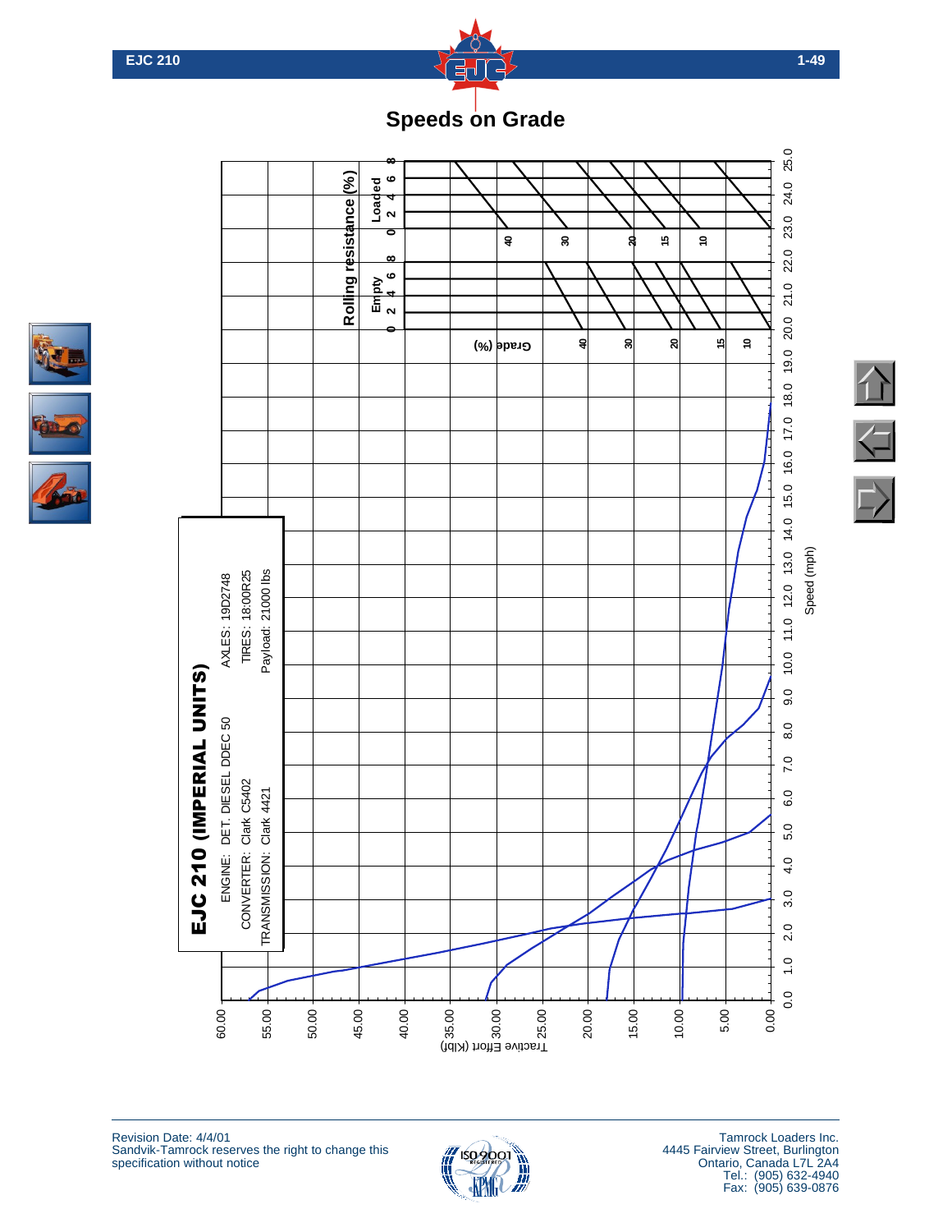# Speeds on Grade

## EJC 210 (IMPERIAL UNITS)

ENGINE: DET. DIESEL DDEC 50

CONVERTER: Clark C5402

TRANSMISSION: Clark 4421

AXLES: 19D2748

TIRES: 18:00R25

Payload: 21000 lbs

Rolling resistance (%)

Loaded: 0 2 4 6 8

Empty: 0 2 4 6 8

Grade (%): 40, 30, 20, 15, 10

Speed (mph): 0.0, 1.0, 2.0, 3.0, 4.0, 5.0, 6.0, 7.0, 8.0, 9.0, 10.0, 11.0, 12.0, 13.0, 14.0, 15.0, 16.0, 17.0, 18.0, 19.0, 20.0, 21.0, 22.0, 23.0, 24.0, 25.0

Tractive Effort (Klbf): 60.00, 55.00, 50.00, 45.00, 40.00, 35.00, 30.00, 25.00, 20.00, 15.00, 10.00, 5.00, 0.00

Revision Date: 4/4/01
Sandvik-Tamrock reserves the right to change this specification without notice

Tamrock Loaders Inc.
4445 Fairview Street, Burlington
Ontario, Canada L7L 2A4
Tel.: (905) 632-4940
Fax: (905) 639-0876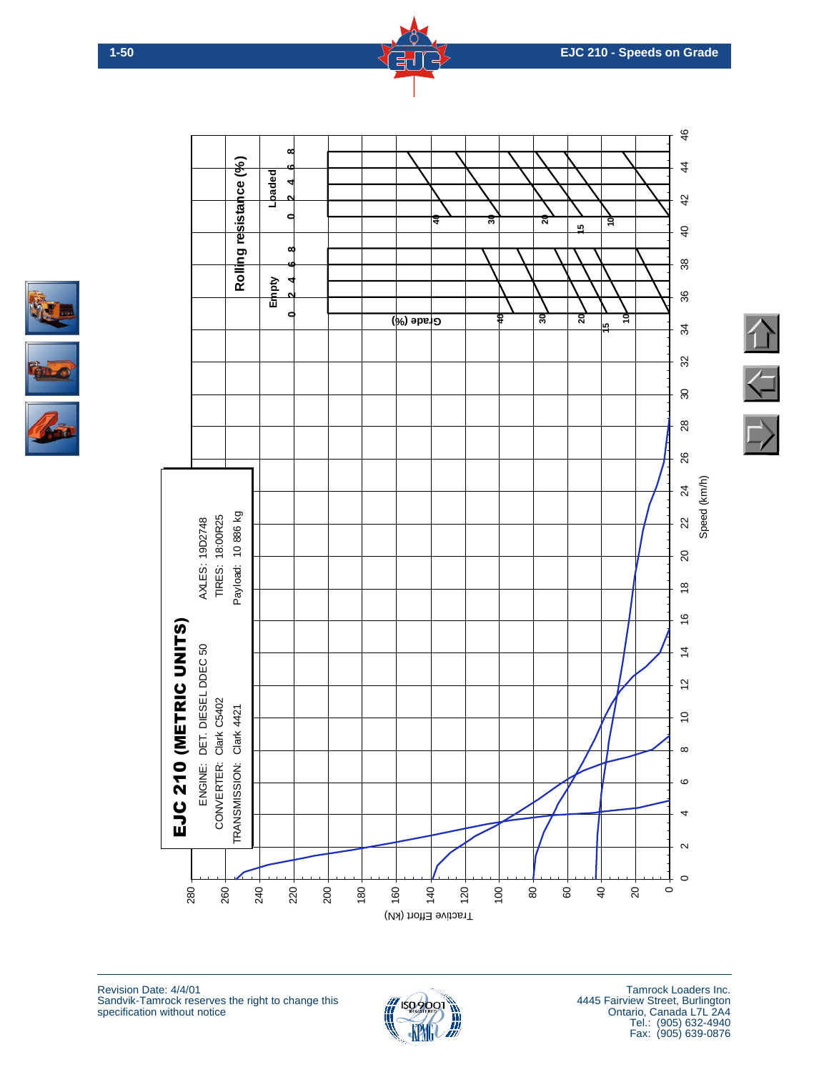# EJC 210 (METRIC UNITS)

ENGINE: DET. DIESEL DDEC 50
CONVERTER: Clark C5402
TRANSMISSION: Clark 4421

AXLES: 19D2748
TIRES: 18:00R25
Payload: 10 886 kg

Rolling resistance (%)

Loaded

0 2 4 6 8

Empty

0 2 4 6 8

Grade (%)

40 30 20 15 10

40 30 20 15 10

Tractive Effort (kN)

280 260 240 220 200 180 160 140 120 100 80 60 40 20 0

Speed (km/h)

0 2 4 6 8 10 12 14 16 18 20 22 24 26 28 30 32 34 36 38 40 42 44 46

Revision Date: 4/4/01
Sandvik-Tamrock reserves the right to change this specification without notice

Tamrock Loaders Inc.
4445 Fairview Street, Burlington
Ontario, Canada L7L 2A4
Tel.: (905) 632-4940
Fax: (905) 639-0876